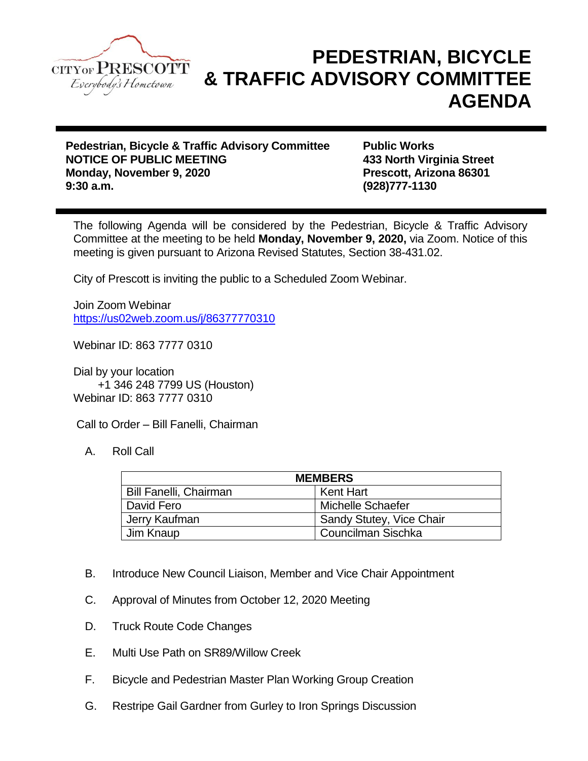CITY OF PRESCOTT
*Everybody's Hometown*

# PEDESTRIAN, BICYCLE & TRAFFIC ADVISORY COMMITTEE AGENDA

**Pedestrian, Bicycle & Traffic Advisory Committee**
**NOTICE OF PUBLIC MEETING**
**Monday, November 9, 2020**
**9:30 a.m.**

**Public Works**
**433 North Virginia Street**
**Prescott, Arizona 86301**
**(928)777-1130**

The following Agenda will be considered by the Pedestrian, Bicycle & Traffic Advisory Committee at the meeting to be held **Monday, November 9, 2020,** via Zoom. Notice of this meeting is given pursuant to Arizona Revised Statutes, Section 38-431.02.

City of Prescott is inviting the public to a Scheduled Zoom Webinar.

Join Zoom Webinar
https://us02web.zoom.us/j/86377770310

Webinar ID: 863 7777 0310

Dial by your location
+1 346 248 7799 US (Houston)
Webinar ID: 863 7777 0310

Call to Order – Bill Fanelli, Chairman

A. Roll Call

| MEMBERS | |
|---|---|
| Bill Fanelli, Chairman | Kent Hart |
| David Fero | Michelle Schaefer |
| Jerry Kaufman | Sandy Stutey, Vice Chair |
| Jim Knaup | Councilman Sischka |

B. Introduce New Council Liaison, Member and Vice Chair Appointment

C. Approval of Minutes from October 12, 2020 Meeting

D. Truck Route Code Changes

E. Multi Use Path on SR89/Willow Creek

F. Bicycle and Pedestrian Master Plan Working Group Creation

G. Restripe Gail Gardner from Gurley to Iron Springs Discussion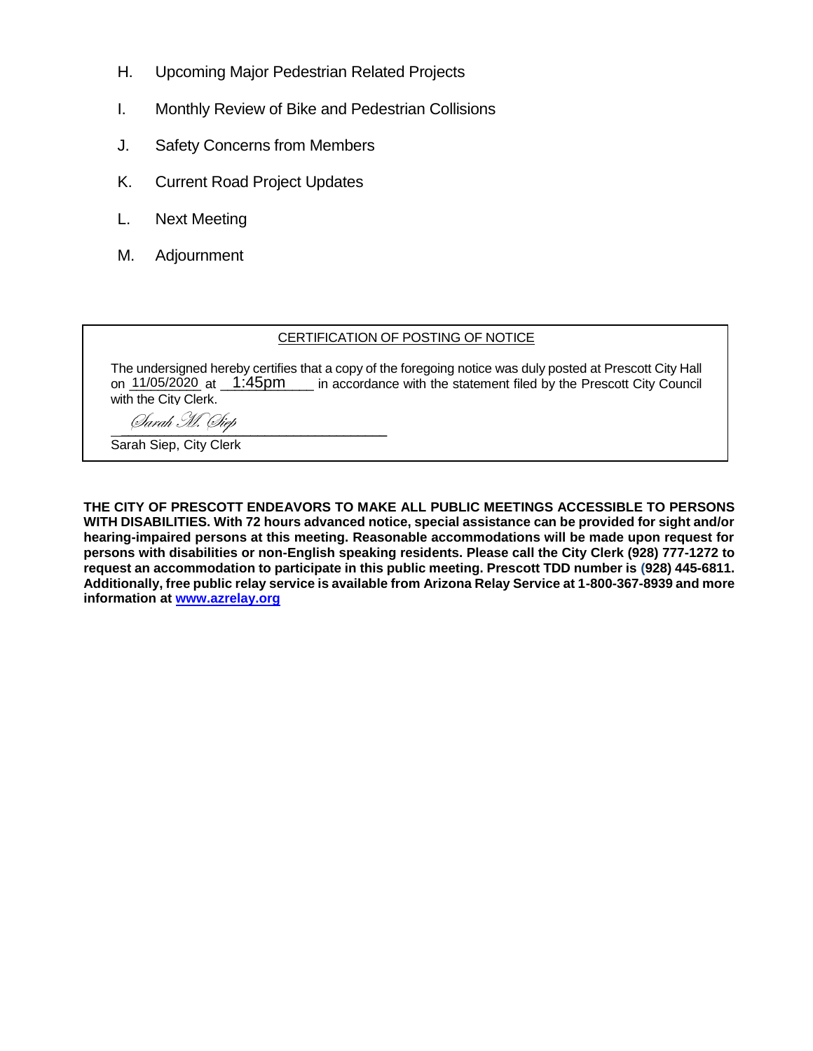H. Upcoming Major Pedestrian Related Projects

I. Monthly Review of Bike and Pedestrian Collisions

J. Safety Concerns from Members

K. Current Road Project Updates

L. Next Meeting

M. Adjournment

CERTIFICATION OF POSTING OF NOTICE

The undersigned hereby certifies that a copy of the foregoing notice was duly posted at Prescott City Hall on 11/05/2020 at 1:45pm in accordance with the statement filed by the Prescott City Council with the City Clerk.

*Sarah M. Siep*

Sarah Siep, City Clerk

**THE CITY OF PRESCOTT ENDEAVORS TO MAKE ALL PUBLIC MEETINGS ACCESSIBLE TO PERSONS WITH DISABILITIES. With 72 hours advanced notice, special assistance can be provided for sight and/or hearing-impaired persons at this meeting. Reasonable accommodations will be made upon request for persons with disabilities or non-English speaking residents. Please call the City Clerk (928) 777-1272 to request an accommodation to participate in this public meeting. Prescott TDD number is (928) 445-6811. Additionally, free public relay service is available from Arizona Relay Service at 1-800-367-8939 and more information at [www.azrelay.org](http://www.azrelay.org)**